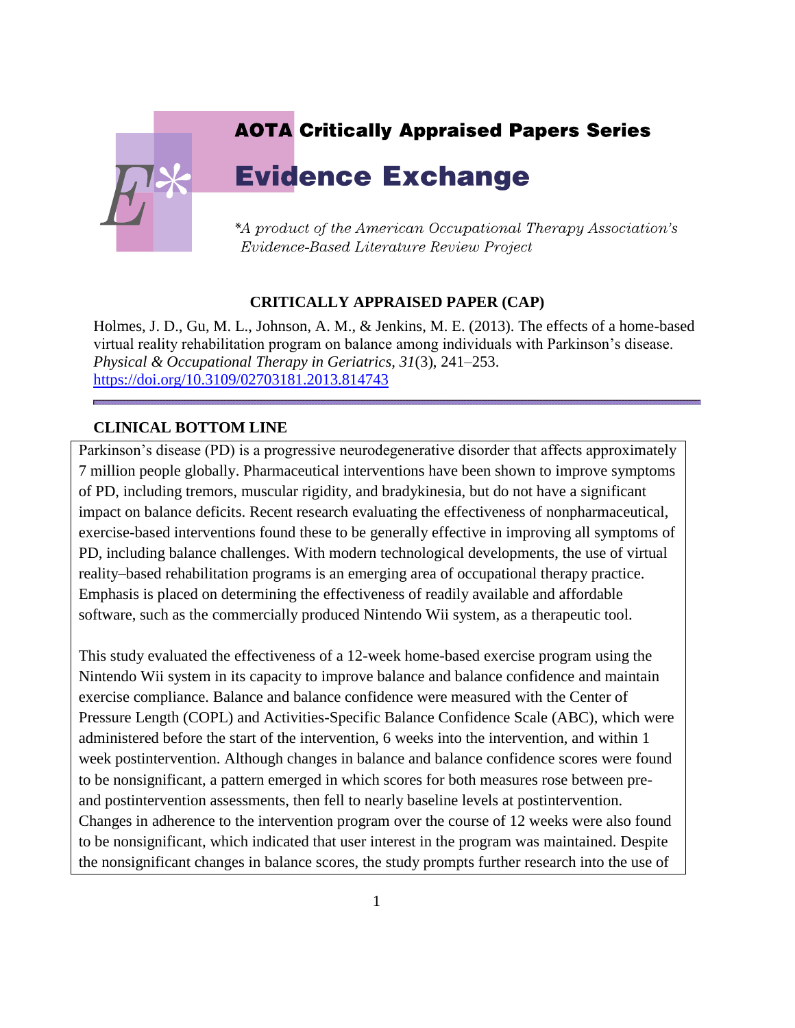# AOTA Critically Appraised Papers Series

# Evidence Exchange

*\*A product of the American Occupational Therapy Association's Evidence-Based Literature Review Project*

## CRITICALLY APPRAISED PAPER (CAP)

Holmes, J. D., Gu, M. L., Johnson, A. M., & Jenkins, M. E. (2013). The effects of a home-based virtual reality rehabilitation program on balance among individuals with Parkinson's disease. *Physical & Occupational Therapy in Geriatrics, 31*(3), 241–253. https://doi.org/10.3109/02703181.2013.814743

## CLINICAL BOTTOM LINE

Parkinson's disease (PD) is a progressive neurodegenerative disorder that affects approximately 7 million people globally. Pharmaceutical interventions have been shown to improve symptoms of PD, including tremors, muscular rigidity, and bradykinesia, but do not have a significant impact on balance deficits. Recent research evaluating the effectiveness of nonpharmaceutical, exercise-based interventions found these to be generally effective in improving all symptoms of PD, including balance challenges. With modern technological developments, the use of virtual reality–based rehabilitation programs is an emerging area of occupational therapy practice. Emphasis is placed on determining the effectiveness of readily available and affordable software, such as the commercially produced Nintendo Wii system, as a therapeutic tool.

This study evaluated the effectiveness of a 12-week home-based exercise program using the Nintendo Wii system in its capacity to improve balance and balance confidence and maintain exercise compliance. Balance and balance confidence were measured with the Center of Pressure Length (COPL) and Activities-Specific Balance Confidence Scale (ABC), which were administered before the start of the intervention, 6 weeks into the intervention, and within 1 week postintervention. Although changes in balance and balance confidence scores were found to be nonsignificant, a pattern emerged in which scores for both measures rose between pre- and postintervention assessments, then fell to nearly baseline levels at postintervention. Changes in adherence to the intervention program over the course of 12 weeks were also found to be nonsignificant, which indicated that user interest in the program was maintained. Despite the nonsignificant changes in balance scores, the study prompts further research into the use of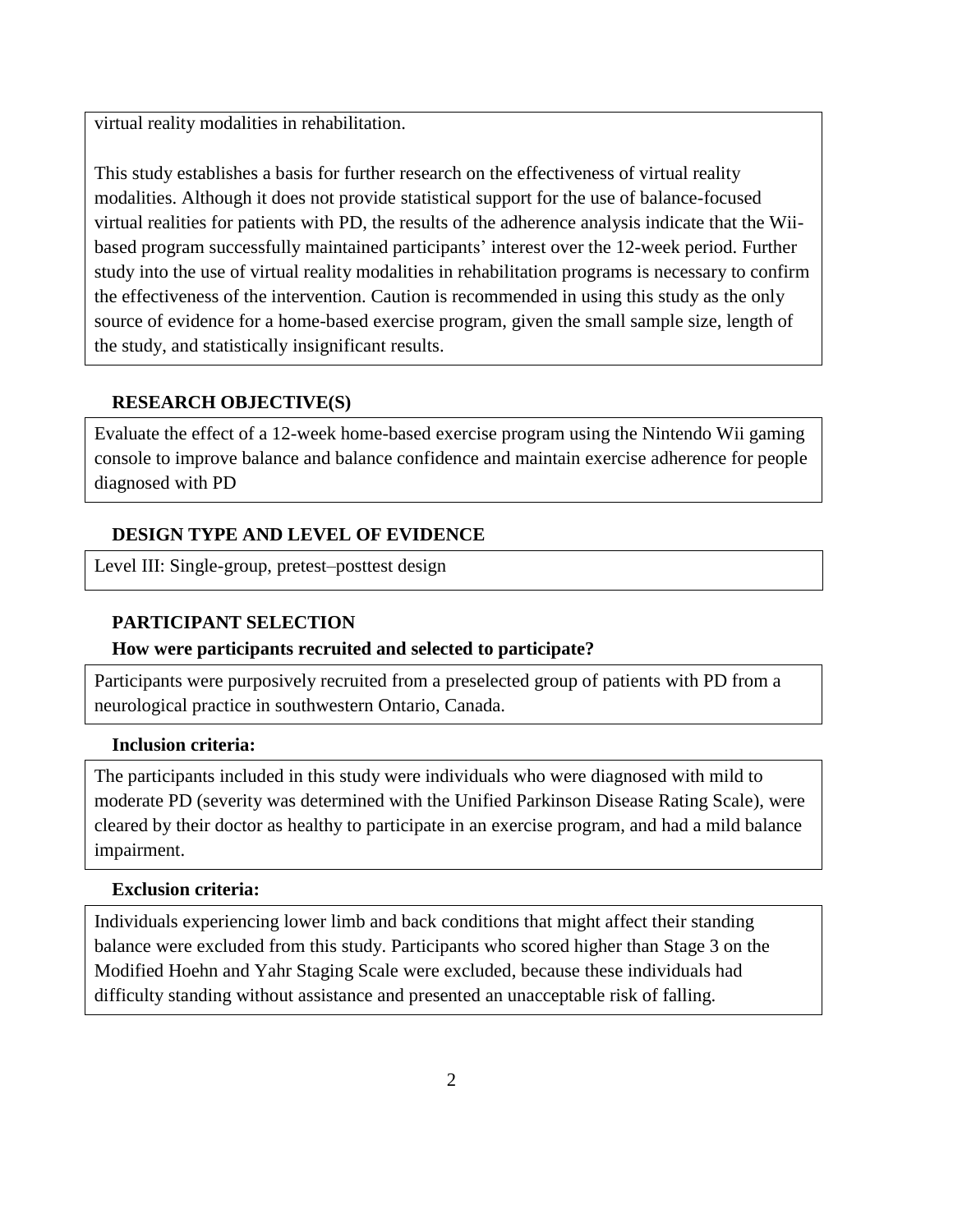virtual reality modalities in rehabilitation.

This study establishes a basis for further research on the effectiveness of virtual reality modalities. Although it does not provide statistical support for the use of balance-focused virtual realities for patients with PD, the results of the adherence analysis indicate that the Wii-based program successfully maintained participants' interest over the 12-week period. Further study into the use of virtual reality modalities in rehabilitation programs is necessary to confirm the effectiveness of the intervention. Caution is recommended in using this study as the only source of evidence for a home-based exercise program, given the small sample size, length of the study, and statistically insignificant results.

## RESEARCH OBJECTIVE(S)

Evaluate the effect of a 12-week home-based exercise program using the Nintendo Wii gaming console to improve balance and balance confidence and maintain exercise adherence for people diagnosed with PD

## DESIGN TYPE AND LEVEL OF EVIDENCE

Level III: Single-group, pretest–posttest design

## PARTICIPANT SELECTION

### How were participants recruited and selected to participate?

Participants were purposively recruited from a preselected group of patients with PD from a neurological practice in southwestern Ontario, Canada.

### Inclusion criteria:

The participants included in this study were individuals who were diagnosed with mild to moderate PD (severity was determined with the Unified Parkinson Disease Rating Scale), were cleared by their doctor as healthy to participate in an exercise program, and had a mild balance impairment.

### Exclusion criteria:

Individuals experiencing lower limb and back conditions that might affect their standing balance were excluded from this study. Participants who scored higher than Stage 3 on the Modified Hoehn and Yahr Staging Scale were excluded, because these individuals had difficulty standing without assistance and presented an unacceptable risk of falling.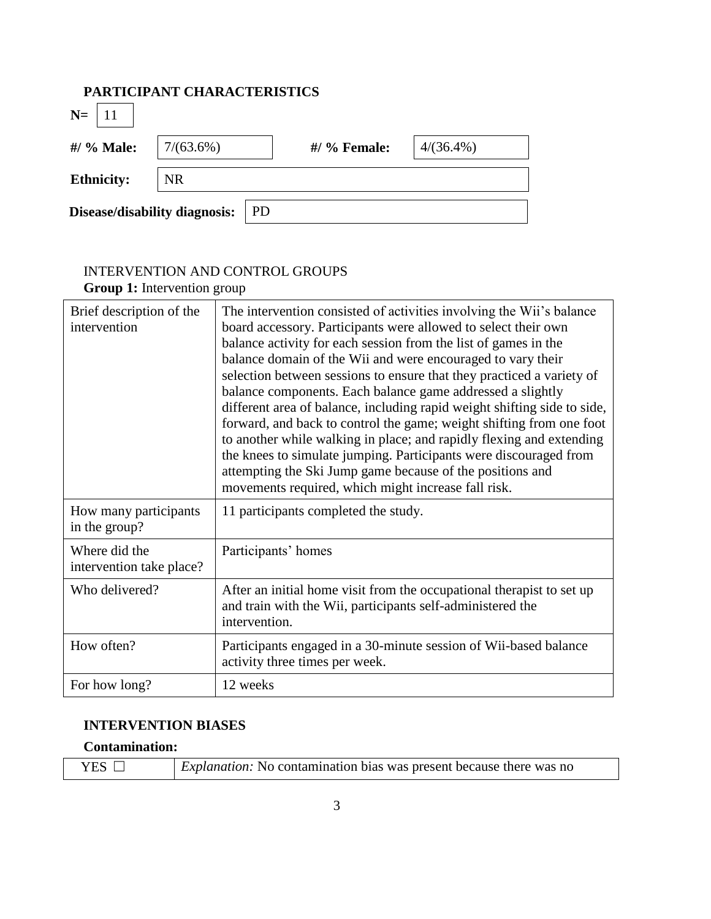## PARTICIPANT CHARACTERISTICS

**N=** 11

**#/ % Male:** 7/(63.6%) **#/ % Female:** 4/(36.4%)

**Ethnicity:** NR

**Disease/disability diagnosis:** PD

INTERVENTION AND CONTROL GROUPS

**Group 1:** Intervention group

| Brief description of the intervention | The intervention consisted of activities involving the Wii's balance board accessory. Participants were allowed to select their own balance activity for each session from the list of games in the balance domain of the Wii and were encouraged to vary their selection between sessions to ensure that they practiced a variety of balance components. Each balance game addressed a slightly different area of balance, including rapid weight shifting side to side, forward, and back to control the game; weight shifting from one foot to another while walking in place; and rapidly flexing and extending the knees to simulate jumping. Participants were discouraged from attempting the Ski Jump game because of the positions and movements required, which might increase fall risk. |
|---|---|
| How many participants in the group? | 11 participants completed the study. |
| Where did the intervention take place? | Participants' homes |
| Who delivered? | After an initial home visit from the occupational therapist to set up and train with the Wii, participants self-administered the intervention. |
| How often? | Participants engaged in a 30-minute session of Wii-based balance activity three times per week. |
| For how long? | 12 weeks |

**INTERVENTION BIASES**

**Contamination:**

| YES ☐ | *Explanation:* No contamination bias was present because there was no |
|---|---|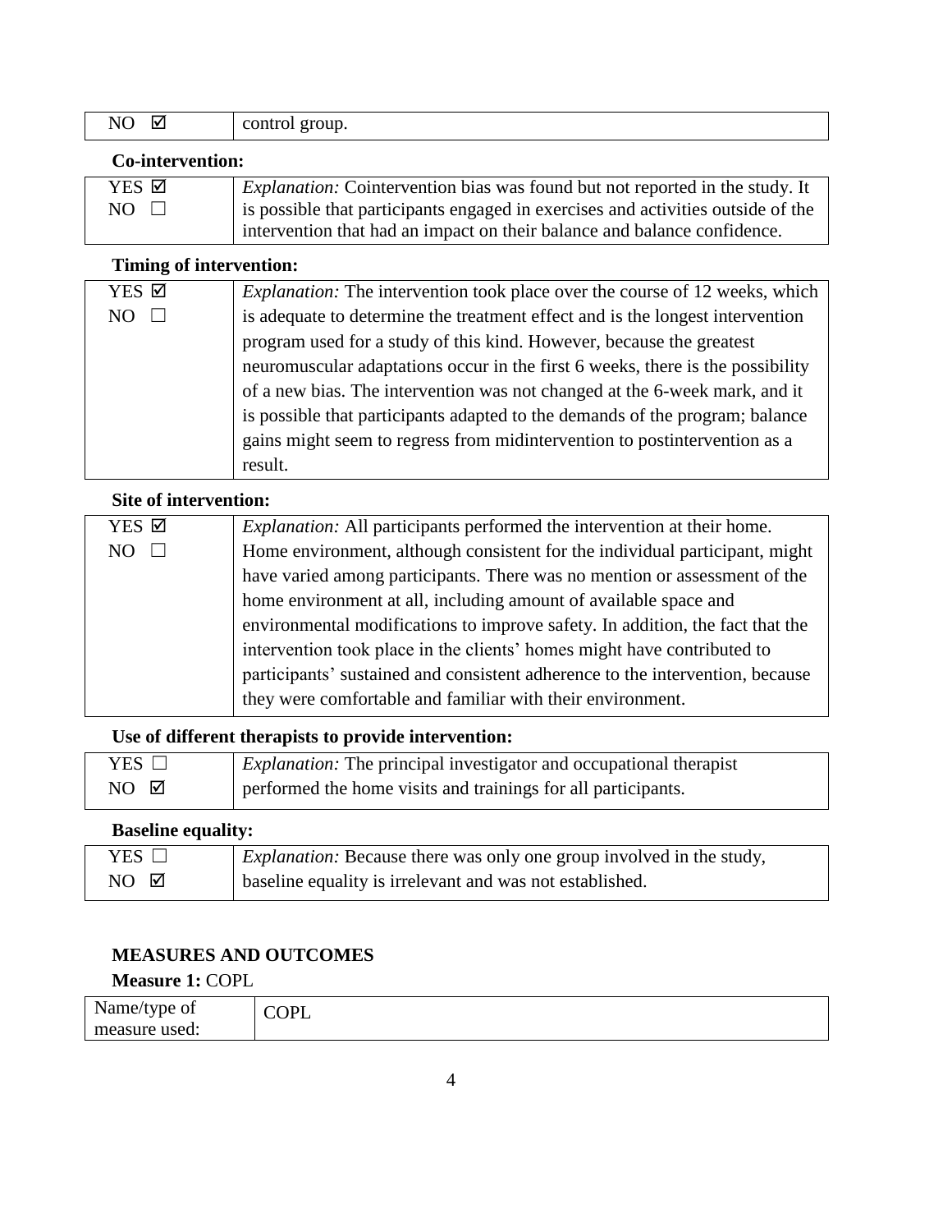| | |
|---|---|
| NO ☑ | control group. |

**Co-intervention:**

| | |
|---|---|
| YES ☑<br>NO ☐ | *Explanation:* Cointervention bias was found but not reported in the study. It is possible that participants engaged in exercises and activities outside of the intervention that had an impact on their balance and balance confidence. |

**Timing of intervention:**

| | |
|---|---|
| YES ☑<br>NO ☐ | *Explanation:* The intervention took place over the course of 12 weeks, which is adequate to determine the treatment effect and is the longest intervention program used for a study of this kind. However, because the greatest neuromuscular adaptations occur in the first 6 weeks, there is the possibility of a new bias. The intervention was not changed at the 6-week mark, and it is possible that participants adapted to the demands of the program; balance gains might seem to regress from midintervention to postintervention as a result. |

**Site of intervention:**

| | |
|---|---|
| YES ☑<br>NO ☐ | *Explanation:* All participants performed the intervention at their home. Home environment, although consistent for the individual participant, might have varied among participants. There was no mention or assessment of the home environment at all, including amount of available space and environmental modifications to improve safety. In addition, the fact that the intervention took place in the clients' homes might have contributed to participants' sustained and consistent adherence to the intervention, because they were comfortable and familiar with their environment. |

**Use of different therapists to provide intervention:**

| | |
|---|---|
| YES ☐<br>NO ☑ | *Explanation:* The principal investigator and occupational therapist performed the home visits and trainings for all participants. |

**Baseline equality:**

| | |
|---|---|
| YES ☐<br>NO ☑ | *Explanation:* Because there was only one group involved in the study, baseline equality is irrelevant and was not established. |

## MEASURES AND OUTCOMES

**Measure 1:** COPL

| | |
|---|---|
| Name/type of measure used: | COPL |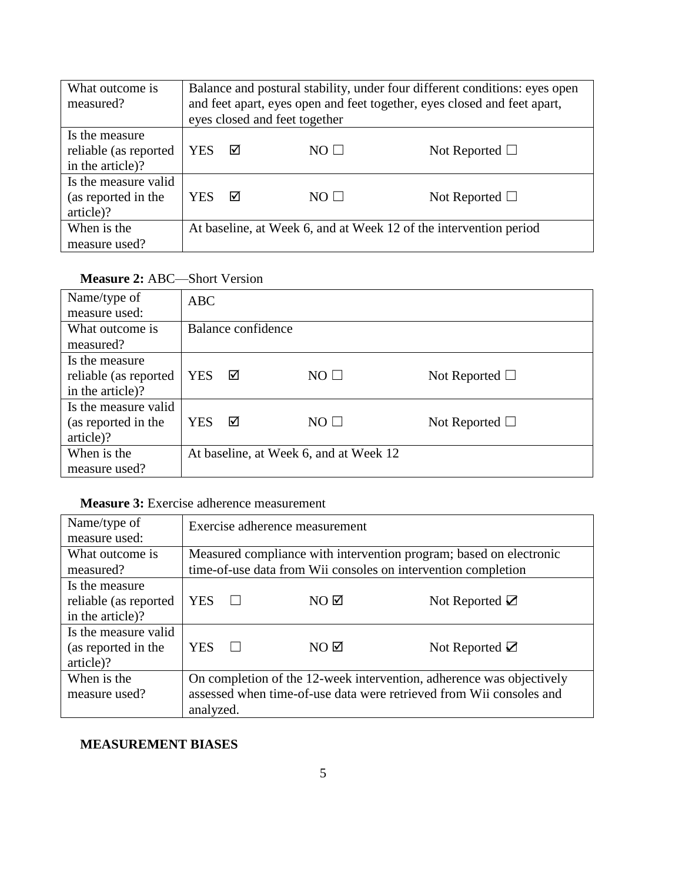| What outcome is measured? | Balance and postural stability, under four different conditions: eyes open and feet apart, eyes open and feet together, eyes closed and feet apart, eyes closed and feet together | | |
|---|---|---|---|
| Is the measure reliable (as reported in the article)? | YES ☑ | NO ☐ | Not Reported ☐ |
| Is the measure valid (as reported in the article)? | YES ☑ | NO ☐ | Not Reported ☐ |
| When is the measure used? | At baseline, at Week 6, and at Week 12 of the intervention period | | |

**Measure 2:** ABC—Short Version

| Name/type of measure used: | ABC | | |
|---|---|---|---|
| What outcome is measured? | Balance confidence | | |
| Is the measure reliable (as reported in the article)? | YES ☑ | NO ☐ | Not Reported ☐ |
| Is the measure valid (as reported in the article)? | YES ☑ | NO ☐ | Not Reported ☐ |
| When is the measure used? | At baseline, at Week 6, and at Week 12 | | |

**Measure 3:** Exercise adherence measurement

| Name/type of measure used: | Exercise adherence measurement | | |
|---|---|---|---|
| What outcome is measured? | Measured compliance with intervention program; based on electronic time-of-use data from Wii consoles on intervention completion | | |
| Is the measure reliable (as reported in the article)? | YES ☐ | NO ☑ | Not Reported ☑ |
| Is the measure valid (as reported in the article)? | YES ☐ | NO ☑ | Not Reported ☑ |
| When is the measure used? | On completion of the 12-week intervention, adherence was objectively assessed when time-of-use data were retrieved from Wii consoles and analyzed. | | |

**MEASUREMENT BIASES**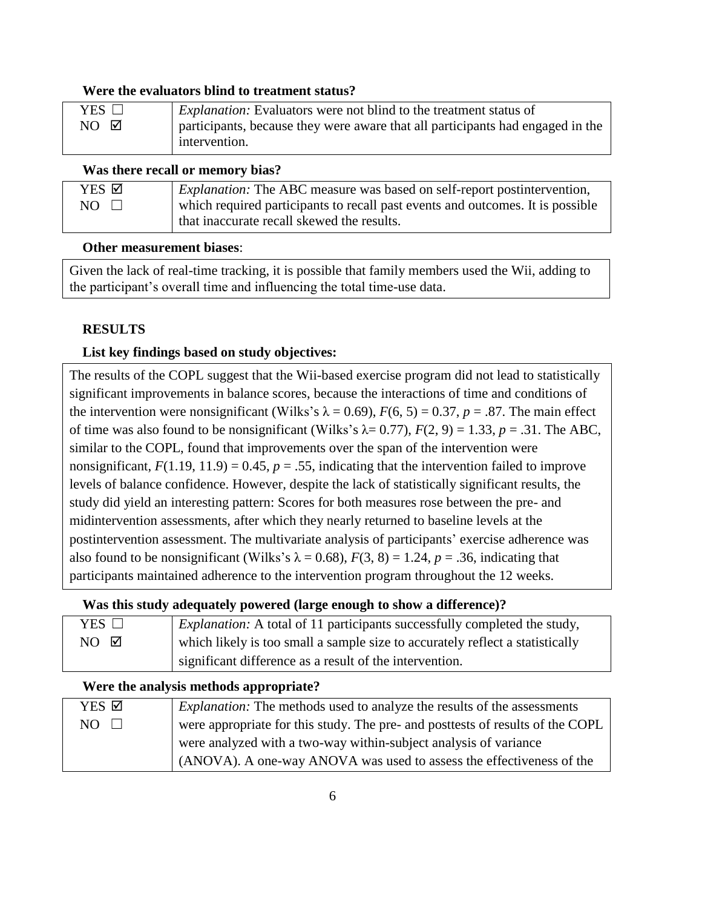**Were the evaluators blind to treatment status?**

| | |
|---|---|
| YES ☐<br>NO ☑ | *Explanation:* Evaluators were not blind to the treatment status of participants, because they were aware that all participants had engaged in the intervention. |

**Was there recall or memory bias?**

| | |
|---|---|
| YES ☑<br>NO ☐ | *Explanation:* The ABC measure was based on self-report postintervention, which required participants to recall past events and outcomes. It is possible that inaccurate recall skewed the results. |

**Other measurement biases**:

| |
|---|
| Given the lack of real-time tracking, it is possible that family members used the Wii, adding to the participant's overall time and influencing the total time-use data. |

## RESULTS

**List key findings based on study objectives:**

| |
|---|
| The results of the COPL suggest that the Wii-based exercise program did not lead to statistically significant improvements in balance scores, because the interactions of time and conditions of the intervention were nonsignificant (Wilks's $\lambda = 0.69$), $F(6, 5) = 0.37$, $p = .87$. The main effect of time was also found to be nonsignificant (Wilks's $\lambda = 0.77$), $F(2, 9) = 1.33$, $p = .31$. The ABC, similar to the COPL, found that improvements over the span of the intervention were nonsignificant, $F(1.19, 11.9) = 0.45$, $p = .55$, indicating that the intervention failed to improve levels of balance confidence. However, despite the lack of statistically significant results, the study did yield an interesting pattern: Scores for both measures rose between the pre- and midintervention assessments, after which they nearly returned to baseline levels at the postintervention assessment. The multivariate analysis of participants' exercise adherence was also found to be nonsignificant (Wilks's $\lambda = 0.68$), $F(3, 8) = 1.24$, $p = .36$, indicating that participants maintained adherence to the intervention program throughout the 12 weeks. |

**Was this study adequately powered (large enough to show a difference)?**

| | |
|---|---|
| YES ☐<br>NO ☑ | *Explanation:* A total of 11 participants successfully completed the study, which likely is too small a sample size to accurately reflect a statistically significant difference as a result of the intervention. |

**Were the analysis methods appropriate?**

| | |
|---|---|
| YES ☑<br>NO ☐ | *Explanation:* The methods used to analyze the results of the assessments were appropriate for this study. The pre- and posttests of results of the COPL were analyzed with a two-way within-subject analysis of variance (ANOVA). A one-way ANOVA was used to assess the effectiveness of the |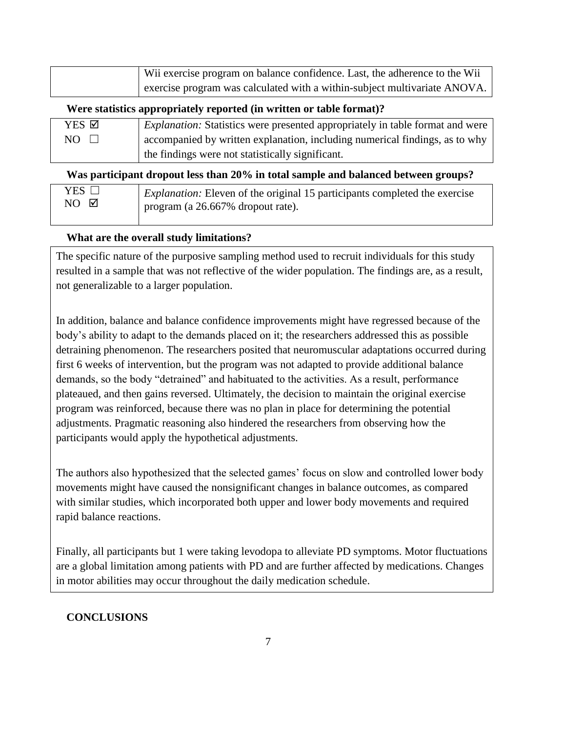| | |
|---|---|
| | Wii exercise program on balance confidence. Last, the adherence to the Wii exercise program was calculated with a within-subject multivariate ANOVA. |

**Were statistics appropriately reported (in written or table format)?**

| | |
|---|---|
| YES ☑<br>NO ☐ | *Explanation:* Statistics were presented appropriately in table format and were accompanied by written explanation, including numerical findings, as to why the findings were not statistically significant. |

**Was participant dropout less than 20% in total sample and balanced between groups?**

| | |
|---|---|
| YES ☐<br>NO ☑ | *Explanation:* Eleven of the original 15 participants completed the exercise program (a 26.667% dropout rate). |

**What are the overall study limitations?**

The specific nature of the purposive sampling method used to recruit individuals for this study resulted in a sample that was not reflective of the wider population. The findings are, as a result, not generalizable to a larger population.

In addition, balance and balance confidence improvements might have regressed because of the body's ability to adapt to the demands placed on it; the researchers addressed this as possible detraining phenomenon. The researchers posited that neuromuscular adaptations occurred during first 6 weeks of intervention, but the program was not adapted to provide additional balance demands, so the body "detrained" and habituated to the activities. As a result, performance plateaued, and then gains reversed. Ultimately, the decision to maintain the original exercise program was reinforced, because there was no plan in place for determining the potential adjustments. Pragmatic reasoning also hindered the researchers from observing how the participants would apply the hypothetical adjustments.

The authors also hypothesized that the selected games' focus on slow and controlled lower body movements might have caused the nonsignificant changes in balance outcomes, as compared with similar studies, which incorporated both upper and lower body movements and required rapid balance reactions.

Finally, all participants but 1 were taking levodopa to alleviate PD symptoms. Motor fluctuations are a global limitation among patients with PD and are further affected by medications. Changes in motor abilities may occur throughout the daily medication schedule.

**CONCLUSIONS**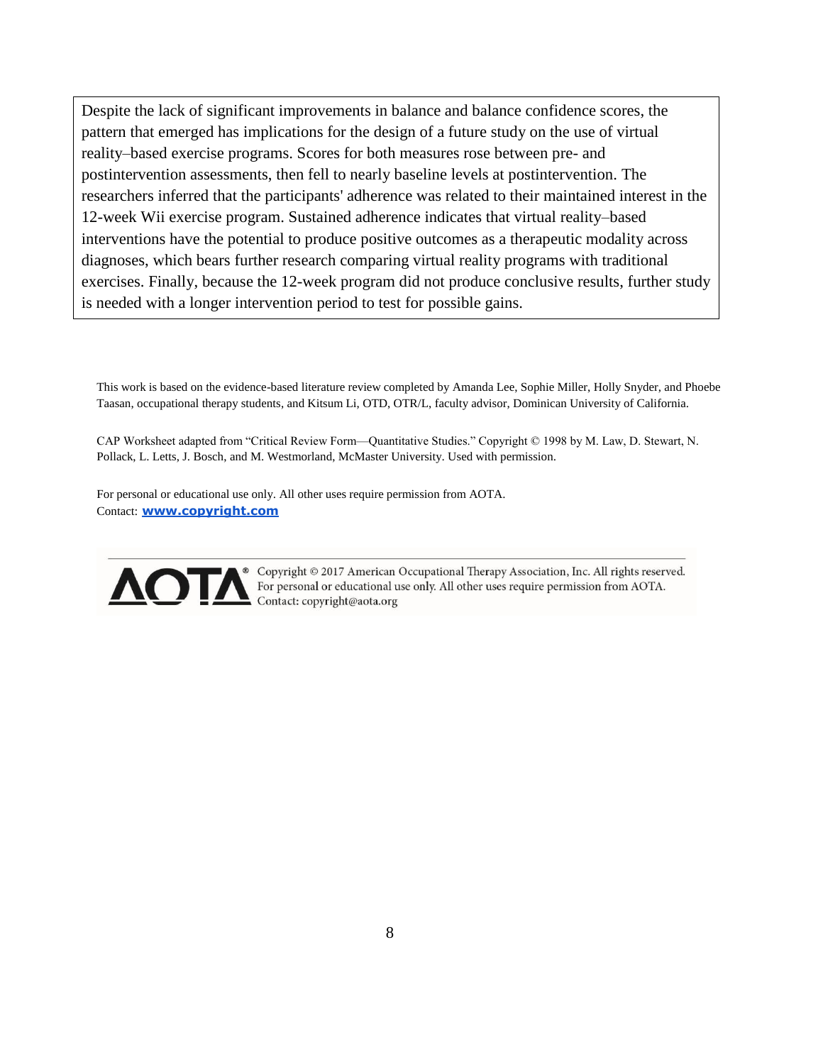Despite the lack of significant improvements in balance and balance confidence scores, the pattern that emerged has implications for the design of a future study on the use of virtual reality–based exercise programs. Scores for both measures rose between pre- and postintervention assessments, then fell to nearly baseline levels at postintervention. The researchers inferred that the participants' adherence was related to their maintained interest in the 12-week Wii exercise program. Sustained adherence indicates that virtual reality–based interventions have the potential to produce positive outcomes as a therapeutic modality across diagnoses, which bears further research comparing virtual reality programs with traditional exercises. Finally, because the 12-week program did not produce conclusive results, further study is needed with a longer intervention period to test for possible gains.

This work is based on the evidence-based literature review completed by Amanda Lee, Sophie Miller, Holly Snyder, and Phoebe Taasan, occupational therapy students, and Kitsum Li, OTD, OTR/L, faculty advisor, Dominican University of California.

CAP Worksheet adapted from "Critical Review Form—Quantitative Studies." Copyright © 1998 by M. Law, D. Stewart, N. Pollack, L. Letts, J. Bosch, and M. Westmorland, McMaster University. Used with permission.

For personal or educational use only. All other uses require permission from AOTA.
Contact: **www.copyright.com**

AOTA® Copyright © 2017 American Occupational Therapy Association, Inc. All rights reserved.
For personal or educational use only. All other uses require permission from AOTA.
Contact: copyright@aota.org